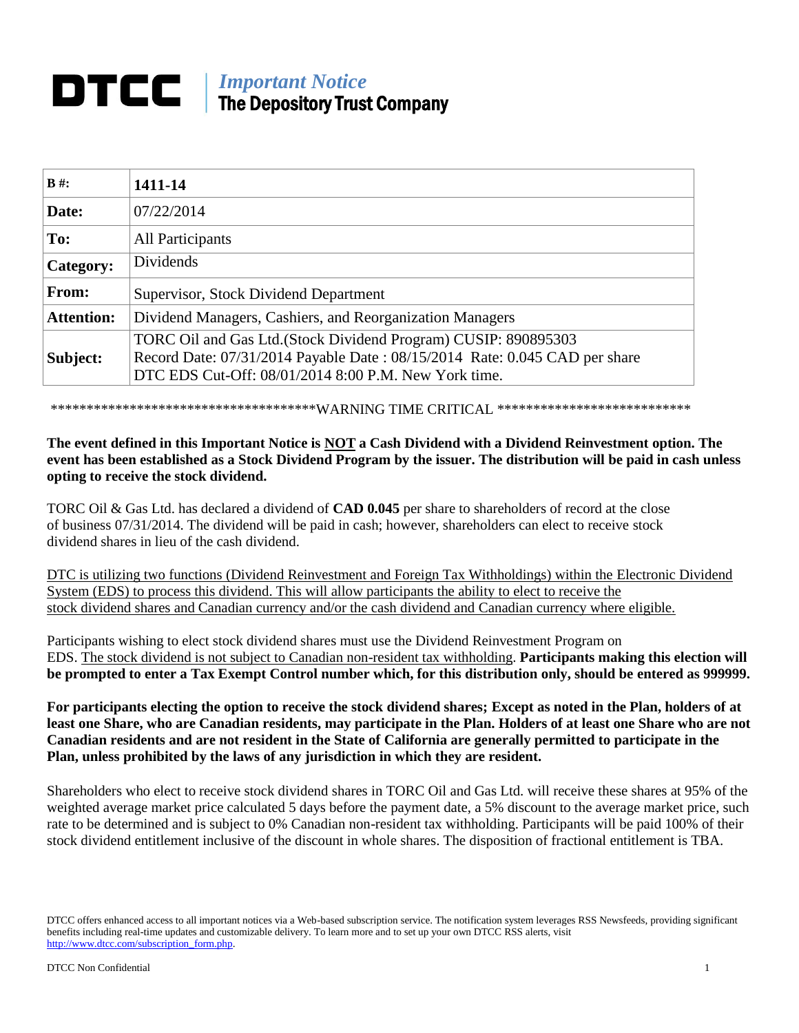# DTCC | *Important Notice* The Depository Trust Company

| | |
|---|---|
| **B #:** | **1411-14** |
| **Date:** | 07/22/2014 |
| **To:** | All Participants |
| **Category:** | Dividends |
| **From:** | Supervisor, Stock Dividend Department |
| **Attention:** | Dividend Managers, Cashiers, and Reorganization Managers |
| **Subject:** | TORC Oil and Gas Ltd.(Stock Dividend Program) CUSIP: 890895303<br>Record Date: 07/31/2014 Payable Date : 08/15/2014 Rate: 0.045 CAD per share<br>DTC EDS Cut-Off: 08/01/2014 8:00 P.M. New York time. |

**************************************WARNING TIME CRITICAL ****************************

**The event defined in this Important Notice is NOT a Cash Dividend with a Dividend Reinvestment option. The event has been established as a Stock Dividend Program by the issuer. The distribution will be paid in cash unless opting to receive the stock dividend.**

TORC Oil & Gas Ltd. has declared a dividend of **CAD 0.045** per share to shareholders of record at the close of business 07/31/2014. The dividend will be paid in cash; however, shareholders can elect to receive stock dividend shares in lieu of the cash dividend.

DTC is utilizing two functions (Dividend Reinvestment and Foreign Tax Withholdings) within the Electronic Dividend System (EDS) to process this dividend. This will allow participants the ability to elect to receive the stock dividend shares and Canadian currency and/or the cash dividend and Canadian currency where eligible.

Participants wishing to elect stock dividend shares must use the Dividend Reinvestment Program on EDS. The stock dividend is not subject to Canadian non-resident tax withholding. **Participants making this election will be prompted to enter a Tax Exempt Control number which, for this distribution only, should be entered as 999999.**

**For participants electing the option to receive the stock dividend shares; Except as noted in the Plan, holders of at least one Share, who are Canadian residents, may participate in the Plan. Holders of at least one Share who are not Canadian residents and are not resident in the State of California are generally permitted to participate in the Plan, unless prohibited by the laws of any jurisdiction in which they are resident.**

Shareholders who elect to receive stock dividend shares in TORC Oil and Gas Ltd. will receive these shares at 95% of the weighted average market price calculated 5 days before the payment date, a 5% discount to the average market price, such rate to be determined and is subject to 0% Canadian non-resident tax withholding. Participants will be paid 100% of their stock dividend entitlement inclusive of the discount in whole shares. The disposition of fractional entitlement is TBA.

DTCC offers enhanced access to all important notices via a Web-based subscription service. The notification system leverages RSS Newsfeeds, providing significant benefits including real-time updates and customizable delivery. To learn more and to set up your own DTCC RSS alerts, visit http://www.dtcc.com/subscription_form.php.

DTCC Non Confidential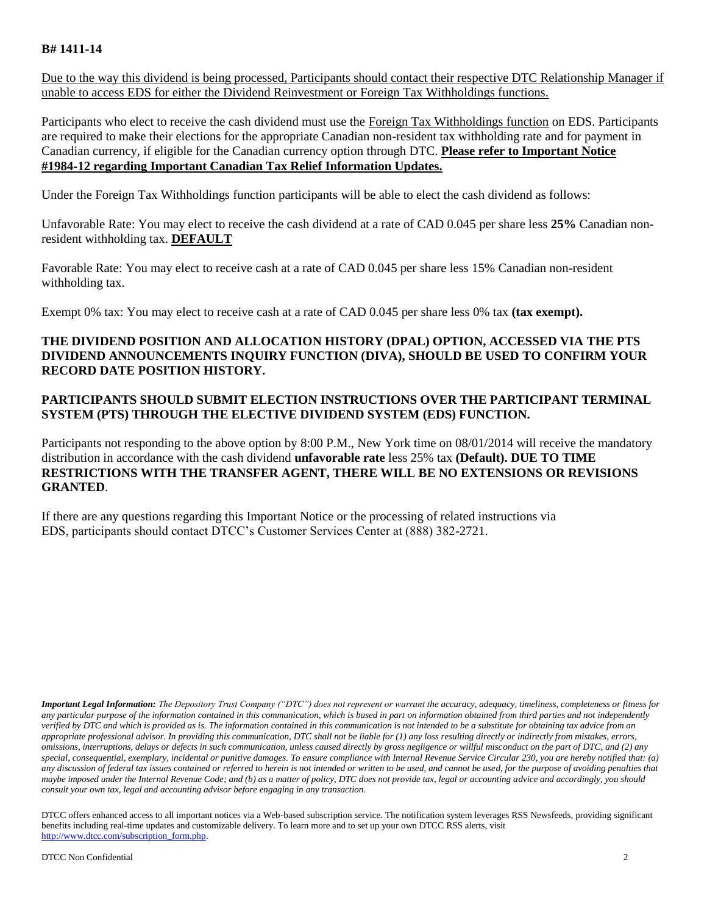**B# 1411-14**

Due to the way this dividend is being processed, Participants should contact their respective DTC Relationship Manager if unable to access EDS for either the Dividend Reinvestment or Foreign Tax Withholdings functions.

Participants who elect to receive the cash dividend must use the Foreign Tax Withholdings function on EDS. Participants are required to make their elections for the appropriate Canadian non-resident tax withholding rate and for payment in Canadian currency, if eligible for the Canadian currency option through DTC. **Please refer to Important Notice #1984-12 regarding Important Canadian Tax Relief Information Updates.**

Under the Foreign Tax Withholdings function participants will be able to elect the cash dividend as follows:

Unfavorable Rate: You may elect to receive the cash dividend at a rate of CAD 0.045 per share less **25%** Canadian non-resident withholding tax. **DEFAULT**

Favorable Rate: You may elect to receive cash at a rate of CAD 0.045 per share less 15% Canadian non-resident withholding tax.

Exempt 0% tax: You may elect to receive cash at a rate of CAD 0.045 per share less 0% tax **(tax exempt).**

**THE DIVIDEND POSITION AND ALLOCATION HISTORY (DPAL) OPTION, ACCESSED VIA THE PTS DIVIDEND ANNOUNCEMENTS INQUIRY FUNCTION (DIVA), SHOULD BE USED TO CONFIRM YOUR RECORD DATE POSITION HISTORY.**

**PARTICIPANTS SHOULD SUBMIT ELECTION INSTRUCTIONS OVER THE PARTICIPANT TERMINAL SYSTEM (PTS) THROUGH THE ELECTIVE DIVIDEND SYSTEM (EDS) FUNCTION.**

Participants not responding to the above option by 8:00 P.M., New York time on 08/01/2014 will receive the mandatory distribution in accordance with the cash dividend **unfavorable rate** less 25% tax **(Default). DUE TO TIME RESTRICTIONS WITH THE TRANSFER AGENT, THERE WILL BE NO EXTENSIONS OR REVISIONS GRANTED**.

If there are any questions regarding this Important Notice or the processing of related instructions via EDS, participants should contact DTCC's Customer Services Center at (888) 382-2721.

***Important Legal Information:*** *The Depository Trust Company ("DTC") does not represent or warrant the accuracy, adequacy, timeliness, completeness or fitness for any particular purpose of the information contained in this communication, which is based in part on information obtained from third parties and not independently verified by DTC and which is provided as is. The information contained in this communication is not intended to be a substitute for obtaining tax advice from an appropriate professional advisor. In providing this communication, DTC shall not be liable for (1) any loss resulting directly or indirectly from mistakes, errors, omissions, interruptions, delays or defects in such communication, unless caused directly by gross negligence or willful misconduct on the part of DTC, and (2) any special, consequential, exemplary, incidental or punitive damages. To ensure compliance with Internal Revenue Service Circular 230, you are hereby notified that: (a) any discussion of federal tax issues contained or referred to herein is not intended or written to be used, and cannot be used, for the purpose of avoiding penalties that maybe imposed under the Internal Revenue Code; and (b) as a matter of policy, DTC does not provide tax, legal or accounting advice and accordingly, you should consult your own tax, legal and accounting advisor before engaging in any transaction.*

DTCC offers enhanced access to all important notices via a Web-based subscription service. The notification system leverages RSS Newsfeeds, providing significant benefits including real-time updates and customizable delivery. To learn more and to set up your own DTCC RSS alerts, visit http://www.dtcc.com/subscription_form.php.

DTCC Non Confidential